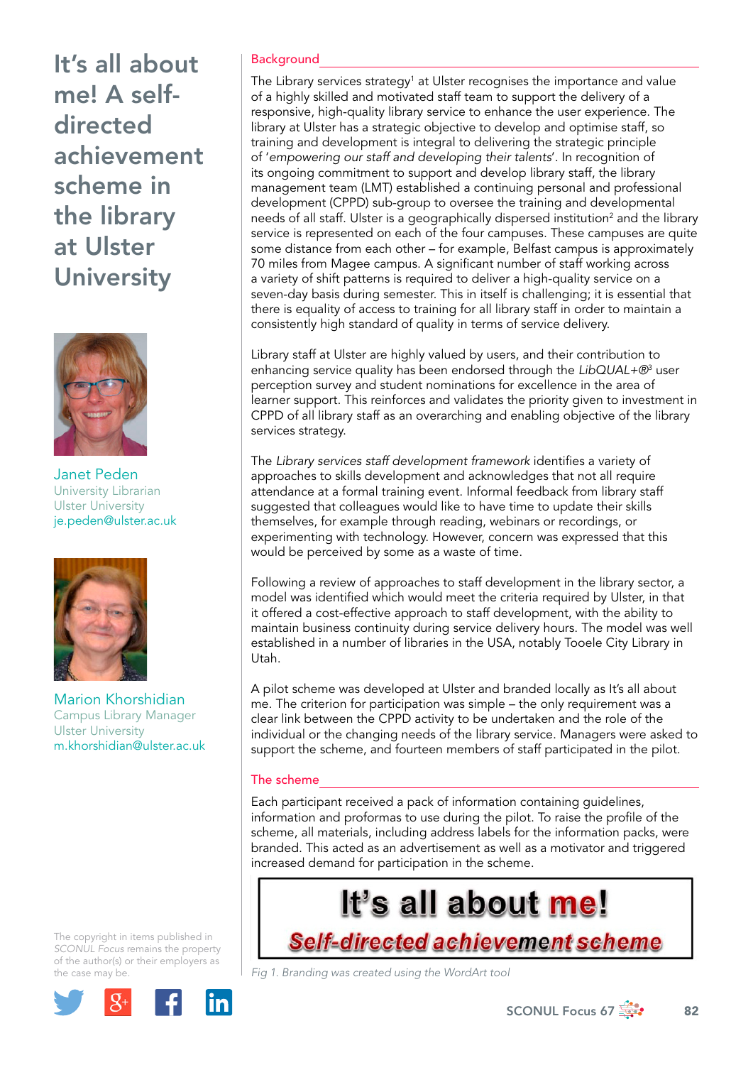# It's all about me! A self-directed achievement scheme in the library at Ulster University

Janet Peden
University Librarian
Ulster University
je.peden@ulster.ac.uk

Marion Khorshidian
Campus Library Manager
Ulster University
m.khorshidian@ulster.ac.uk

The copyright in items published in *SCONUL Focus* remains the property of the author(s) or their employers as the case may be.

## Background

The Library services strategy[1] at Ulster recognises the importance and value of a highly skilled and motivated staff team to support the delivery of a responsive, high-quality library service to enhance the user experience. The library at Ulster has a strategic objective to develop and optimise staff, so training and development is integral to delivering the strategic principle of '*empowering our staff and developing their talents*'. In recognition of its ongoing commitment to support and develop library staff, the library management team (LMT) established a continuing personal and professional development (CPPD) sub-group to oversee the training and developmental needs of all staff. Ulster is a geographically dispersed institution[2] and the library service is represented on each of the four campuses. These campuses are quite some distance from each other – for example, Belfast campus is approximately 70 miles from Magee campus. A significant number of staff working across a variety of shift patterns is required to deliver a high-quality service on a seven-day basis during semester. This in itself is challenging; it is essential that there is equality of access to training for all library staff in order to maintain a consistently high standard of quality in terms of service delivery.

Library staff at Ulster are highly valued by users, and their contribution to enhancing service quality has been endorsed through the *LibQUAL+®*[3] user perception survey and student nominations for excellence in the area of learner support. This reinforces and validates the priority given to investment in CPPD of all library staff as an overarching and enabling objective of the library services strategy.

The *Library services staff development framework* identifies a variety of approaches to skills development and acknowledges that not all require attendance at a formal training event. Informal feedback from library staff suggested that colleagues would like to have time to update their skills themselves, for example through reading, webinars or recordings, or experimenting with technology. However, concern was expressed that this would be perceived by some as a waste of time.

Following a review of approaches to staff development in the library sector, a model was identified which would meet the criteria required by Ulster, in that it offered a cost-effective approach to staff development, with the ability to maintain business continuity during service delivery hours. The model was well established in a number of libraries in the USA, notably Tooele City Library in Utah.

A pilot scheme was developed at Ulster and branded locally as It's all about me. The criterion for participation was simple – the only requirement was a clear link between the CPPD activity to be undertaken and the role of the individual or the changing needs of the library service. Managers were asked to support the scheme, and fourteen members of staff participated in the pilot.

## The scheme

Each participant received a pack of information containing guidelines, information and proformas to use during the pilot. To raise the profile of the scheme, all materials, including address labels for the information packs, were branded. This acted as an advertisement as well as a motivator and triggered increased demand for participation in the scheme.

**It's all about me!**
***Self-directed achievement scheme***

*Fig 1. Branding was created using the WordArt tool*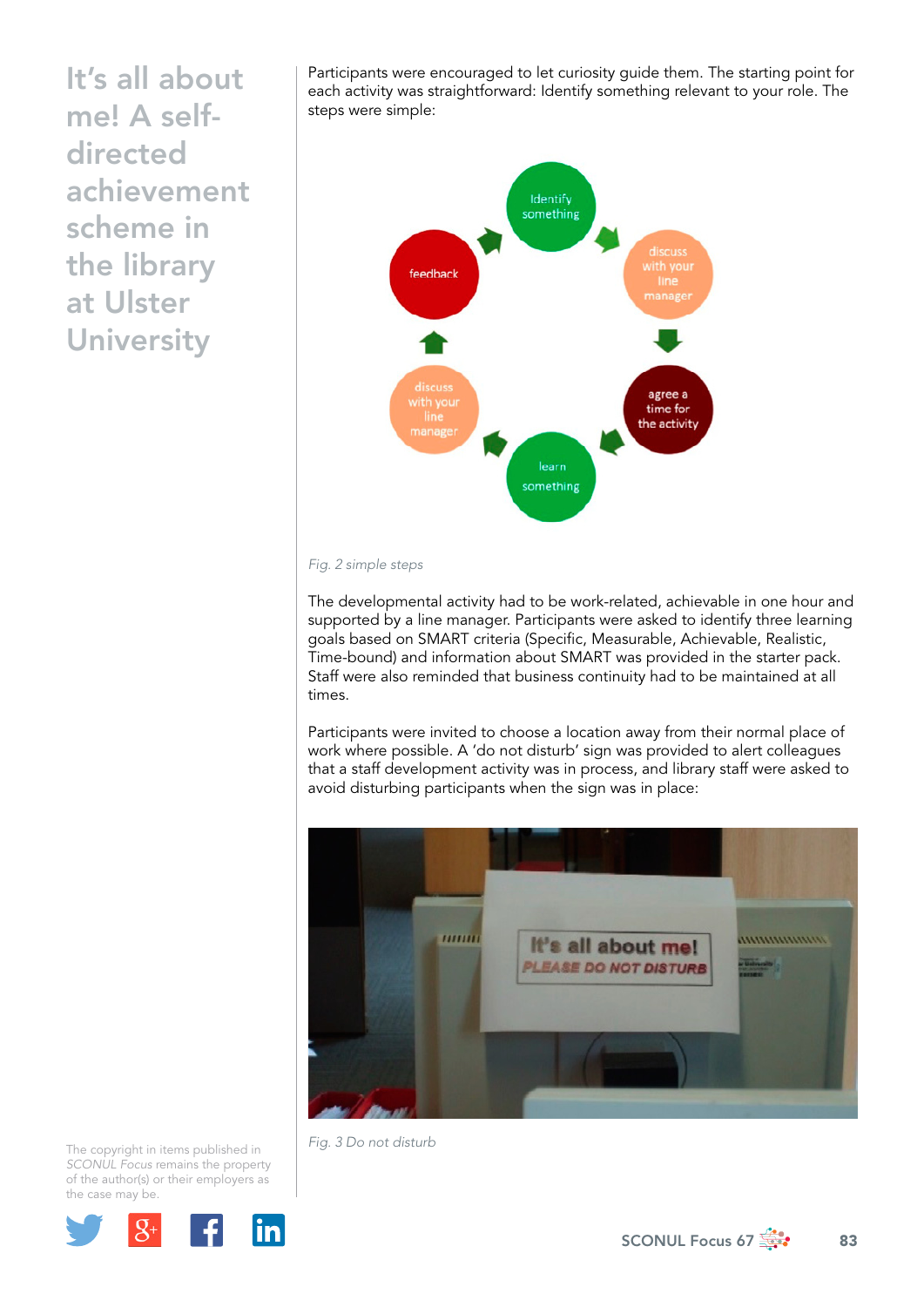Participants were encouraged to let curiosity guide them. The starting point for each activity was straightforward: Identify something relevant to your role. The steps were simple:

*Fig. 2 simple steps*

The developmental activity had to be work-related, achievable in one hour and supported by a line manager. Participants were asked to identify three learning goals based on SMART criteria (Specific, Measurable, Achievable, Realistic, Time-bound) and information about SMART was provided in the starter pack. Staff were also reminded that business continuity had to be maintained at all times.

Participants were invited to choose a location away from their normal place of work where possible. A 'do not disturb' sign was provided to alert colleagues that a staff development activity was in process, and library staff were asked to avoid disturbing participants when the sign was in place:

*Fig. 3 Do not disturb*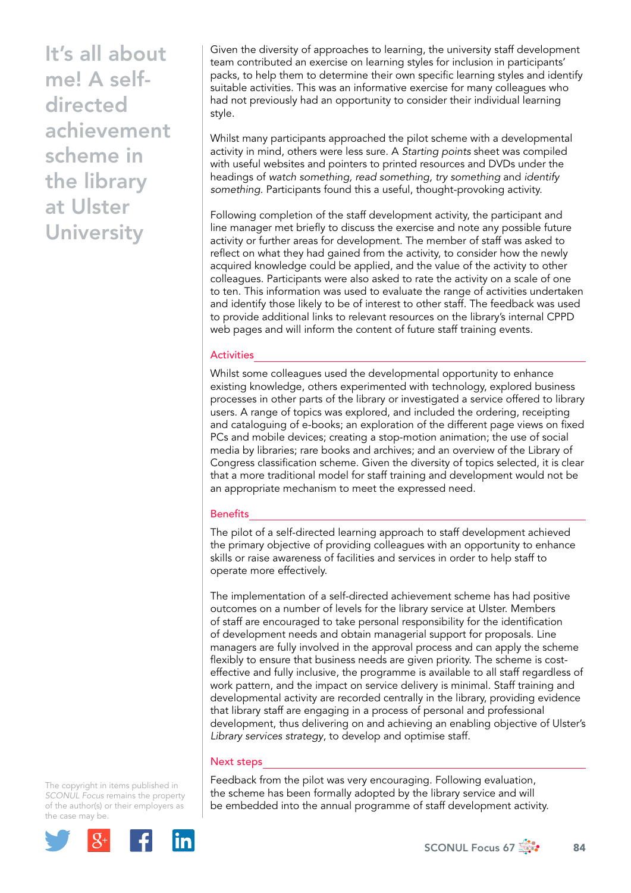Given the diversity of approaches to learning, the university staff development team contributed an exercise on learning styles for inclusion in participants' packs, to help them to determine their own specific learning styles and identify suitable activities. This was an informative exercise for many colleagues who had not previously had an opportunity to consider their individual learning style.

Whilst many participants approached the pilot scheme with a developmental activity in mind, others were less sure. A *Starting points* sheet was compiled with useful websites and pointers to printed resources and DVDs under the headings of *watch something, read something, try something* and *identify something.* Participants found this a useful, thought-provoking activity.

Following completion of the staff development activity, the participant and line manager met briefly to discuss the exercise and note any possible future activity or further areas for development. The member of staff was asked to reflect on what they had gained from the activity, to consider how the newly acquired knowledge could be applied, and the value of the activity to other colleagues. Participants were also asked to rate the activity on a scale of one to ten. This information was used to evaluate the range of activities undertaken and identify those likely to be of interest to other staff. The feedback was used to provide additional links to relevant resources on the library's internal CPPD web pages and will inform the content of future staff training events.

## Activities

Whilst some colleagues used the developmental opportunity to enhance existing knowledge, others experimented with technology, explored business processes in other parts of the library or investigated a service offered to library users. A range of topics was explored, and included the ordering, receipting and cataloguing of e-books; an exploration of the different page views on fixed PCs and mobile devices; creating a stop-motion animation; the use of social media by libraries; rare books and archives; and an overview of the Library of Congress classification scheme. Given the diversity of topics selected, it is clear that a more traditional model for staff training and development would not be an appropriate mechanism to meet the expressed need.

## Benefits

The pilot of a self-directed learning approach to staff development achieved the primary objective of providing colleagues with an opportunity to enhance skills or raise awareness of facilities and services in order to help staff to operate more effectively.

The implementation of a self-directed achievement scheme has had positive outcomes on a number of levels for the library service at Ulster. Members of staff are encouraged to take personal responsibility for the identification of development needs and obtain managerial support for proposals. Line managers are fully involved in the approval process and can apply the scheme flexibly to ensure that business needs are given priority. The scheme is cost-effective and fully inclusive, the programme is available to all staff regardless of work pattern, and the impact on service delivery is minimal. Staff training and developmental activity are recorded centrally in the library, providing evidence that library staff are engaging in a process of personal and professional development, thus delivering on and achieving an enabling objective of Ulster's *Library services strategy*, to develop and optimise staff.

## Next steps

Feedback from the pilot was very encouraging. Following evaluation, the scheme has been formally adopted by the library service and will be embedded into the annual programme of staff development activity.

The copyright in items published in *SCONUL Focus* remains the property of the author(s) or their employers as the case may be.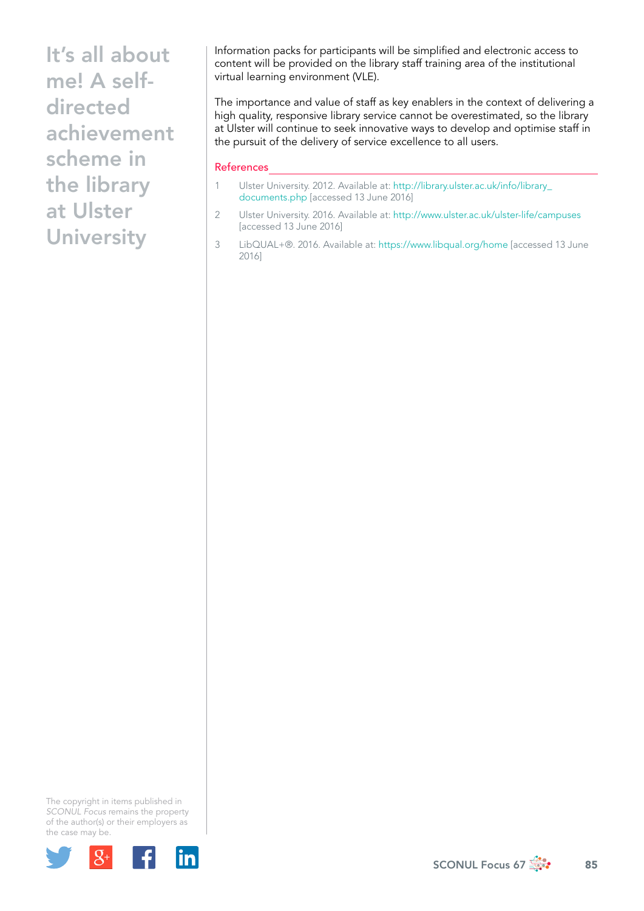Information packs for participants will be simplified and electronic access to content will be provided on the library staff training area of the institutional virtual learning environment (VLE).

The importance and value of staff as key enablers in the context of delivering a high quality, responsive library service cannot be overestimated, so the library at Ulster will continue to seek innovative ways to develop and optimise staff in the pursuit of the delivery of service excellence to all users.

## References

1. Ulster University. 2012. Available at: http://library.ulster.ac.uk/info/library_documents.php [accessed 13 June 2016]
2. Ulster University. 2016. Available at: http://www.ulster.ac.uk/ulster-life/campuses [accessed 13 June 2016]
3. LibQUAL+®. 2016. Available at: https://www.libqual.org/home [accessed 13 June 2016]

The copyright in items published in *SCONUL Focus* remains the property of the author(s) or their employers as the case may be.